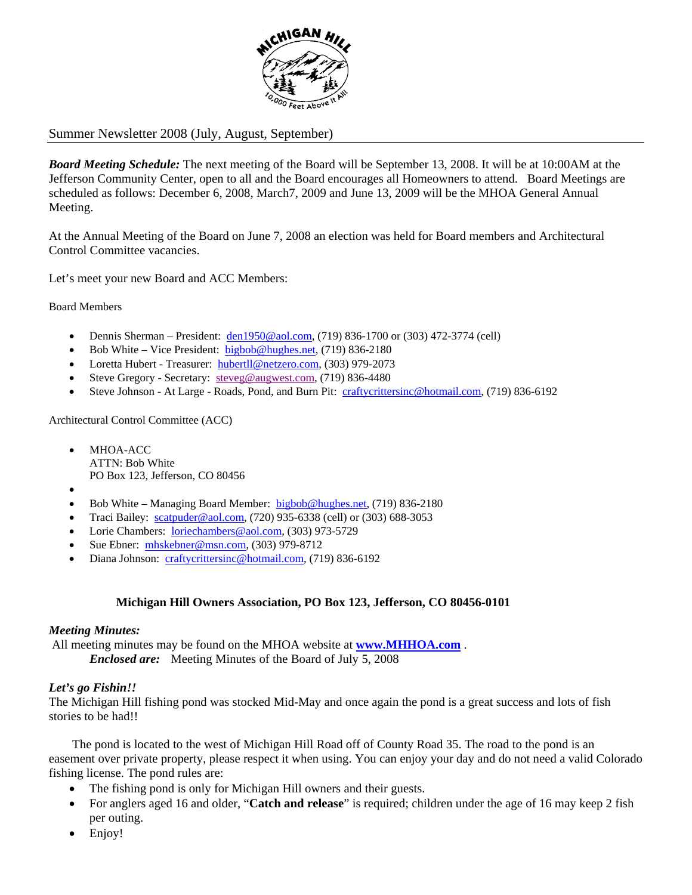Summer Newsletter 2008 (July, August, September)

***Board Meeting Schedule:*** The next meeting of the Board will be September 13, 2008. It will be at 10:00AM at the Jefferson Community Center, open to all and the Board encourages all Homeowners to attend. Board Meetings are scheduled as follows: December 6, 2008, March7, 2009 and June 13, 2009 will be the MHOA General Annual Meeting.

At the Annual Meeting of the Board on June 7, 2008 an election was held for Board members and Architectural Control Committee vacancies.

Let's meet your new Board and ACC Members:

Board Members

- Dennis Sherman – President: den1950@aol.com, (719) 836-1700 or (303) 472-3774 (cell)
- Bob White – Vice President: bigbob@hughes.net, (719) 836-2180
- Loretta Hubert - Treasurer: hubertll@netzero.com, (303) 979-2073
- Steve Gregory - Secretary: steveg@augwest.com, (719) 836-4480
- Steve Johnson - At Large - Roads, Pond, and Burn Pit: craftycrittersinc@hotmail.com, (719) 836-6192

Architectural Control Committee (ACC)

- MHOA-ACC
  ATTN: Bob White
  PO Box 123, Jefferson, CO 80456
- 
- Bob White – Managing Board Member: bigbob@hughes.net, (719) 836-2180
- Traci Bailey: scatpuder@aol.com, (720) 935-6338 (cell) or (303) 688-3053
- Lorie Chambers: loriechambers@aol.com, (303) 973-5729
- Sue Ebner: mhskebner@msn.com, (303) 979-8712
- Diana Johnson: craftycrittersinc@hotmail.com, (719) 836-6192

**Michigan Hill Owners Association, PO Box 123, Jefferson, CO 80456-0101**

***Meeting Minutes:***

All meeting minutes may be found on the MHOA website at **www.MHHOA.com** .

***Enclosed are:*** Meeting Minutes of the Board of July 5, 2008

***Let's go Fishin!!***

The Michigan Hill fishing pond was stocked Mid-May and once again the pond is a great success and lots of fish stories to be had!!

The pond is located to the west of Michigan Hill Road off of County Road 35. The road to the pond is an easement over private property, please respect it when using. You can enjoy your day and do not need a valid Colorado fishing license. The pond rules are:

- The fishing pond is only for Michigan Hill owners and their guests.
- For anglers aged 16 and older, "**Catch and release**" is required; children under the age of 16 may keep 2 fish per outing.
- Enjoy!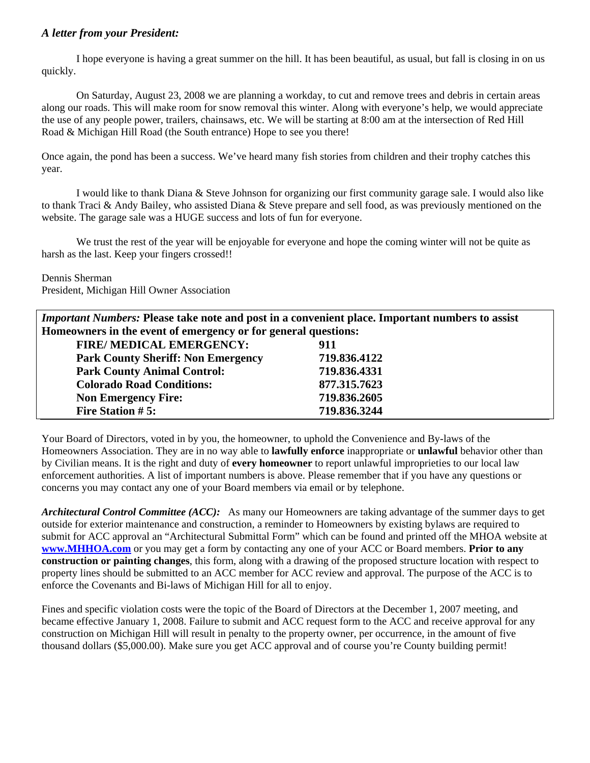***A letter from your President:***

I hope everyone is having a great summer on the hill. It has been beautiful, as usual, but fall is closing in on us quickly.

On Saturday, August 23, 2008 we are planning a workday, to cut and remove trees and debris in certain areas along our roads. This will make room for snow removal this winter. Along with everyone's help, we would appreciate the use of any people power, trailers, chainsaws, etc. We will be starting at 8:00 am at the intersection of Red Hill Road & Michigan Hill Road (the South entrance) Hope to see you there!

Once again, the pond has been a success. We've heard many fish stories from children and their trophy catches this year.

I would like to thank Diana & Steve Johnson for organizing our first community garage sale. I would also like to thank Traci & Andy Bailey, who assisted Diana & Steve prepare and sell food, as was previously mentioned on the website. The garage sale was a HUGE success and lots of fun for everyone.

We trust the rest of the year will be enjoyable for everyone and hope the coming winter will not be quite as harsh as the last. Keep your fingers crossed!!

Dennis Sherman
President, Michigan Hill Owner Association

***Important Numbers:*** **Please take note and post in a convenient place. Important numbers to assist Homeowners in the event of emergency or for general questions:**

| | |
|---|---|
| **FIRE/ MEDICAL EMERGENCY:** | **911** |
| **Park County Sheriff: Non Emergency** | **719.836.4122** |
| **Park County Animal Control:** | **719.836.4331** |
| **Colorado Road Conditions:** | **877.315.7623** |
| **Non Emergency Fire:** | **719.836.2605** |
| **Fire Station # 5:** | **719.836.3244** |

Your Board of Directors, voted in by you, the homeowner, to uphold the Convenience and By-laws of the Homeowners Association. They are in no way able to **lawfully enforce** inappropriate or **unlawful** behavior other than by Civilian means. It is the right and duty of **every homeowner** to report unlawful improprieties to our local law enforcement authorities. A list of important numbers is above. Please remember that if you have any questions or concerns you may contact any one of your Board members via email or by telephone.

***Architectural Control Committee (ACC):*** As many our Homeowners are taking advantage of the summer days to get outside for exterior maintenance and construction, a reminder to Homeowners by existing bylaws are required to submit for ACC approval an "Architectural Submittal Form" which can be found and printed off the MHOA website at **www.MHHOA.com** or you may get a form by contacting any one of your ACC or Board members. **Prior to any construction or painting changes**, this form, along with a drawing of the proposed structure location with respect to property lines should be submitted to an ACC member for ACC review and approval. The purpose of the ACC is to enforce the Covenants and Bi-laws of Michigan Hill for all to enjoy.

Fines and specific violation costs were the topic of the Board of Directors at the December 1, 2007 meeting, and became effective January 1, 2008. Failure to submit and ACC request form to the ACC and receive approval for any construction on Michigan Hill will result in penalty to the property owner, per occurrence, in the amount of five thousand dollars ($5,000.00). Make sure you get ACC approval and of course you're County building permit!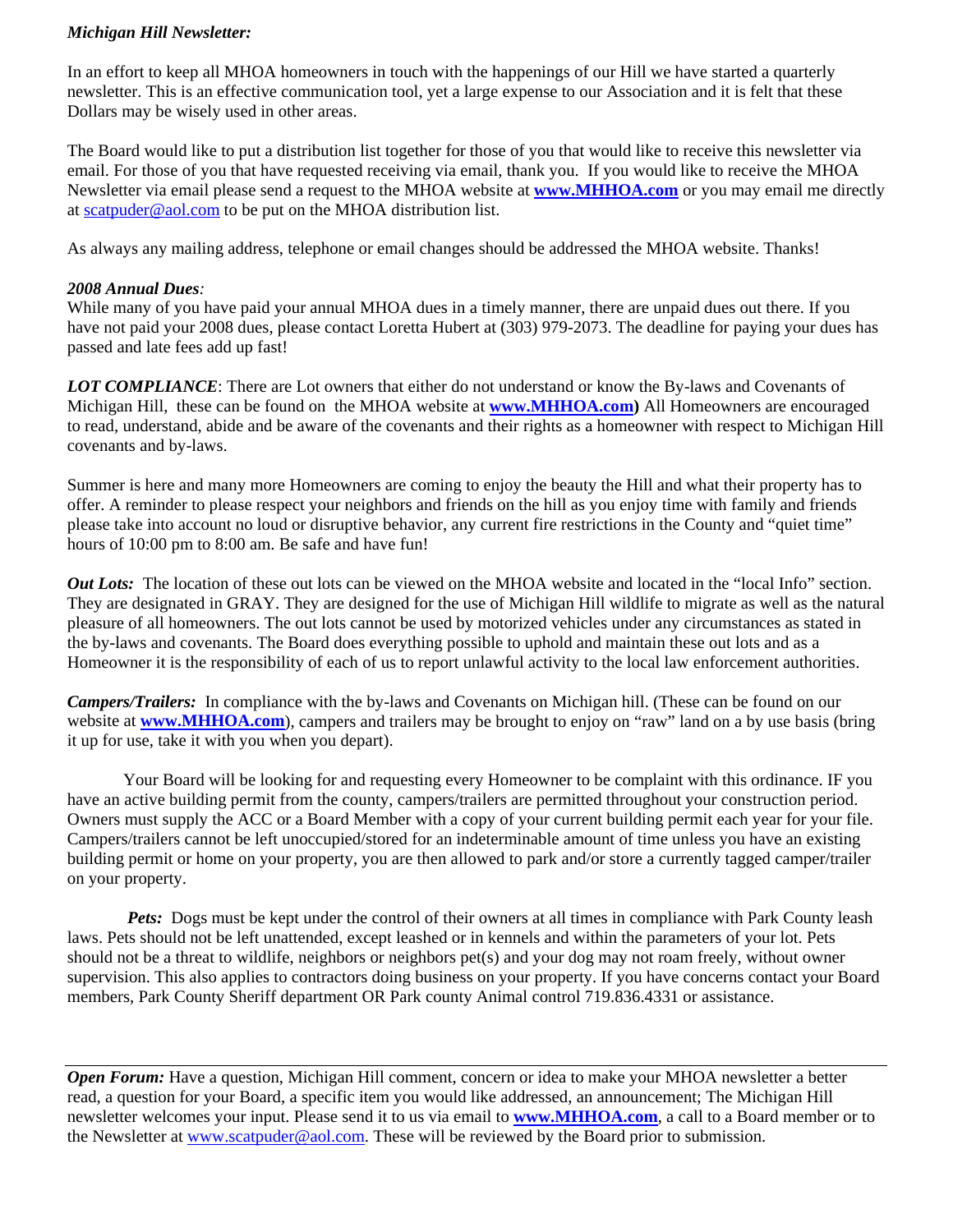***Michigan Hill Newsletter:***

In an effort to keep all MHOA homeowners in touch with the happenings of our Hill we have started a quarterly newsletter. This is an effective communication tool, yet a large expense to our Association and it is felt that these Dollars may be wisely used in other areas.

The Board would like to put a distribution list together for those of you that would like to receive this newsletter via email. For those of you that have requested receiving via email, thank you. If you would like to receive the MHOA Newsletter via email please send a request to the MHOA website at **[www.MHHOA.com](http://www.MHHOA.com)** or you may email me directly at [scatpuder@aol.com](mailto:scatpuder@aol.com) to be put on the MHOA distribution list.

As always any mailing address, telephone or email changes should be addressed the MHOA website. Thanks!

***2008 Annual Dues****:*
While many of you have paid your annual MHOA dues in a timely manner, there are unpaid dues out there. If you have not paid your 2008 dues, please contact Loretta Hubert at (303) 979-2073. The deadline for paying your dues has passed and late fees add up fast!

***LOT COMPLIANCE***: There are Lot owners that either do not understand or know the By-laws and Covenants of Michigan Hill, these can be found on the MHOA website at **[www.MHHOA.com](http://www.MHHOA.com))** All Homeowners are encouraged to read, understand, abide and be aware of the covenants and their rights as a homeowner with respect to Michigan Hill covenants and by-laws.

Summer is here and many more Homeowners are coming to enjoy the beauty the Hill and what their property has to offer. A reminder to please respect your neighbors and friends on the hill as you enjoy time with family and friends please take into account no loud or disruptive behavior, any current fire restrictions in the County and "quiet time" hours of 10:00 pm to 8:00 am. Be safe and have fun!

***Out Lots:*** The location of these out lots can be viewed on the MHOA website and located in the "local Info" section. They are designated in GRAY. They are designed for the use of Michigan Hill wildlife to migrate as well as the natural pleasure of all homeowners. The out lots cannot be used by motorized vehicles under any circumstances as stated in the by-laws and covenants. The Board does everything possible to uphold and maintain these out lots and as a Homeowner it is the responsibility of each of us to report unlawful activity to the local law enforcement authorities.

***Campers/Trailers:*** In compliance with the by-laws and Covenants on Michigan hill. (These can be found on our website at **[www.MHHOA.com](http://www.MHHOA.com)**), campers and trailers may be brought to enjoy on "raw" land on a by use basis (bring it up for use, take it with you when you depart).

Your Board will be looking for and requesting every Homeowner to be complaint with this ordinance. IF you have an active building permit from the county, campers/trailers are permitted throughout your construction period. Owners must supply the ACC or a Board Member with a copy of your current building permit each year for your file. Campers/trailers cannot be left unoccupied/stored for an indeterminable amount of time unless you have an existing building permit or home on your property, you are then allowed to park and/or store a currently tagged camper/trailer on your property.

***Pets:*** Dogs must be kept under the control of their owners at all times in compliance with Park County leash laws. Pets should not be left unattended, except leashed or in kennels and within the parameters of your lot. Pets should not be a threat to wildlife, neighbors or neighbors pet(s) and your dog may not roam freely, without owner supervision. This also applies to contractors doing business on your property. If you have concerns contact your Board members, Park County Sheriff department OR Park county Animal control 719.836.4331 or assistance.

---

***Open Forum:*** Have a question, Michigan Hill comment, concern or idea to make your MHOA newsletter a better read, a question for your Board, a specific item you would like addressed, an announcement; The Michigan Hill newsletter welcomes your input. Please send it to us via email to **[www.MHHOA.com](http://www.MHHOA.com)**, a call to a Board member or to the Newsletter at [www.scatpuder@aol.com](mailto:scatpuder@aol.com). These will be reviewed by the Board prior to submission.